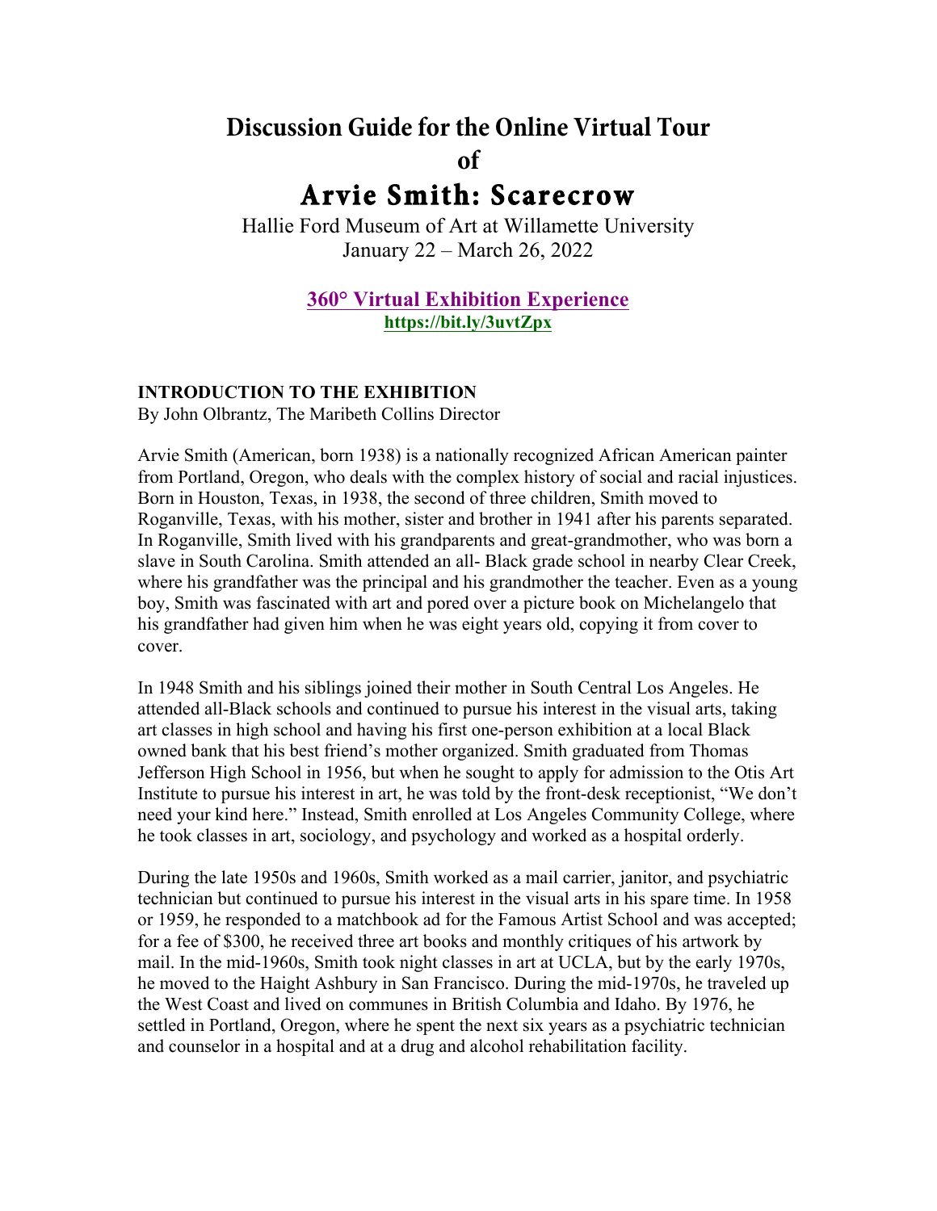# Discussion Guide for the Online Virtual Tour of

# Arvie Smith: Scarecrow

Hallie Ford Museum of Art at Willamette University
January 22 – March 26, 2022

**360° Virtual Exhibition Experience**
**https://bit.ly/3uvtZpx**

## INTRODUCTION TO THE EXHIBITION

By John Olbrantz, The Maribeth Collins Director

Arvie Smith (American, born 1938) is a nationally recognized African American painter from Portland, Oregon, who deals with the complex history of social and racial injustices. Born in Houston, Texas, in 1938, the second of three children, Smith moved to Roganville, Texas, with his mother, sister and brother in 1941 after his parents separated. In Roganville, Smith lived with his grandparents and great-grandmother, who was born a slave in South Carolina. Smith attended an all- Black grade school in nearby Clear Creek, where his grandfather was the principal and his grandmother the teacher. Even as a young boy, Smith was fascinated with art and pored over a picture book on Michelangelo that his grandfather had given him when he was eight years old, copying it from cover to cover.

In 1948 Smith and his siblings joined their mother in South Central Los Angeles. He attended all-Black schools and continued to pursue his interest in the visual arts, taking art classes in high school and having his first one-person exhibition at a local Black owned bank that his best friend's mother organized. Smith graduated from Thomas Jefferson High School in 1956, but when he sought to apply for admission to the Otis Art Institute to pursue his interest in art, he was told by the front-desk receptionist, "We don't need your kind here." Instead, Smith enrolled at Los Angeles Community College, where he took classes in art, sociology, and psychology and worked as a hospital orderly.

During the late 1950s and 1960s, Smith worked as a mail carrier, janitor, and psychiatric technician but continued to pursue his interest in the visual arts in his spare time. In 1958 or 1959, he responded to a matchbook ad for the Famous Artist School and was accepted; for a fee of $300, he received three art books and monthly critiques of his artwork by mail. In the mid-1960s, Smith took night classes in art at UCLA, but by the early 1970s, he moved to the Haight Ashbury in San Francisco. During the mid-1970s, he traveled up the West Coast and lived on communes in British Columbia and Idaho. By 1976, he settled in Portland, Oregon, where he spent the next six years as a psychiatric technician and counselor in a hospital and at a drug and alcohol rehabilitation facility.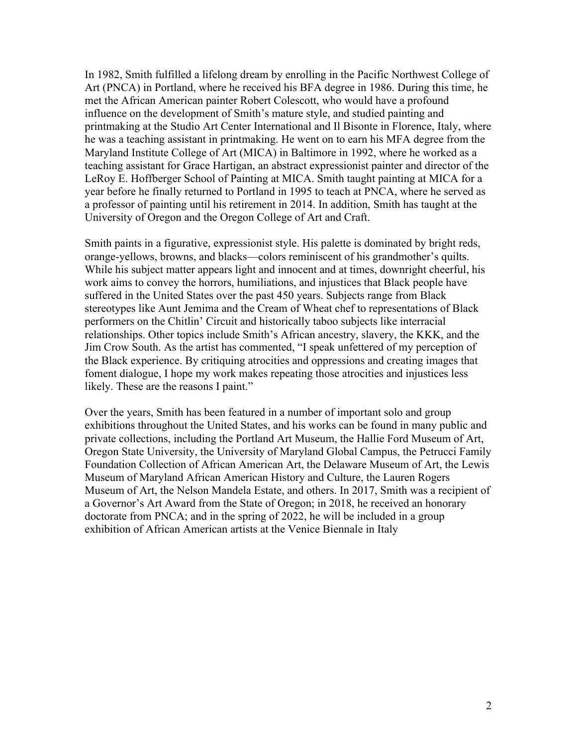In 1982, Smith fulfilled a lifelong dream by enrolling in the Pacific Northwest College of Art (PNCA) in Portland, where he received his BFA degree in 1986. During this time, he met the African American painter Robert Colescott, who would have a profound influence on the development of Smith's mature style, and studied painting and printmaking at the Studio Art Center International and Il Bisonte in Florence, Italy, where he was a teaching assistant in printmaking. He went on to earn his MFA degree from the Maryland Institute College of Art (MICA) in Baltimore in 1992, where he worked as a teaching assistant for Grace Hartigan, an abstract expressionist painter and director of the LeRoy E. Hoffberger School of Painting at MICA. Smith taught painting at MICA for a year before he finally returned to Portland in 1995 to teach at PNCA, where he served as a professor of painting until his retirement in 2014. In addition, Smith has taught at the University of Oregon and the Oregon College of Art and Craft.

Smith paints in a figurative, expressionist style. His palette is dominated by bright reds, orange-yellows, browns, and blacks—colors reminiscent of his grandmother's quilts. While his subject matter appears light and innocent and at times, downright cheerful, his work aims to convey the horrors, humiliations, and injustices that Black people have suffered in the United States over the past 450 years. Subjects range from Black stereotypes like Aunt Jemima and the Cream of Wheat chef to representations of Black performers on the Chitlin' Circuit and historically taboo subjects like interracial relationships. Other topics include Smith's African ancestry, slavery, the KKK, and the Jim Crow South. As the artist has commented, "I speak unfettered of my perception of the Black experience. By critiquing atrocities and oppressions and creating images that foment dialogue, I hope my work makes repeating those atrocities and injustices less likely. These are the reasons I paint."

Over the years, Smith has been featured in a number of important solo and group exhibitions throughout the United States, and his works can be found in many public and private collections, including the Portland Art Museum, the Hallie Ford Museum of Art, Oregon State University, the University of Maryland Global Campus, the Petrucci Family Foundation Collection of African American Art, the Delaware Museum of Art, the Lewis Museum of Maryland African American History and Culture, the Lauren Rogers Museum of Art, the Nelson Mandela Estate, and others. In 2017, Smith was a recipient of a Governor's Art Award from the State of Oregon; in 2018, he received an honorary doctorate from PNCA; and in the spring of 2022, he will be included in a group exhibition of African American artists at the Venice Biennale in Italy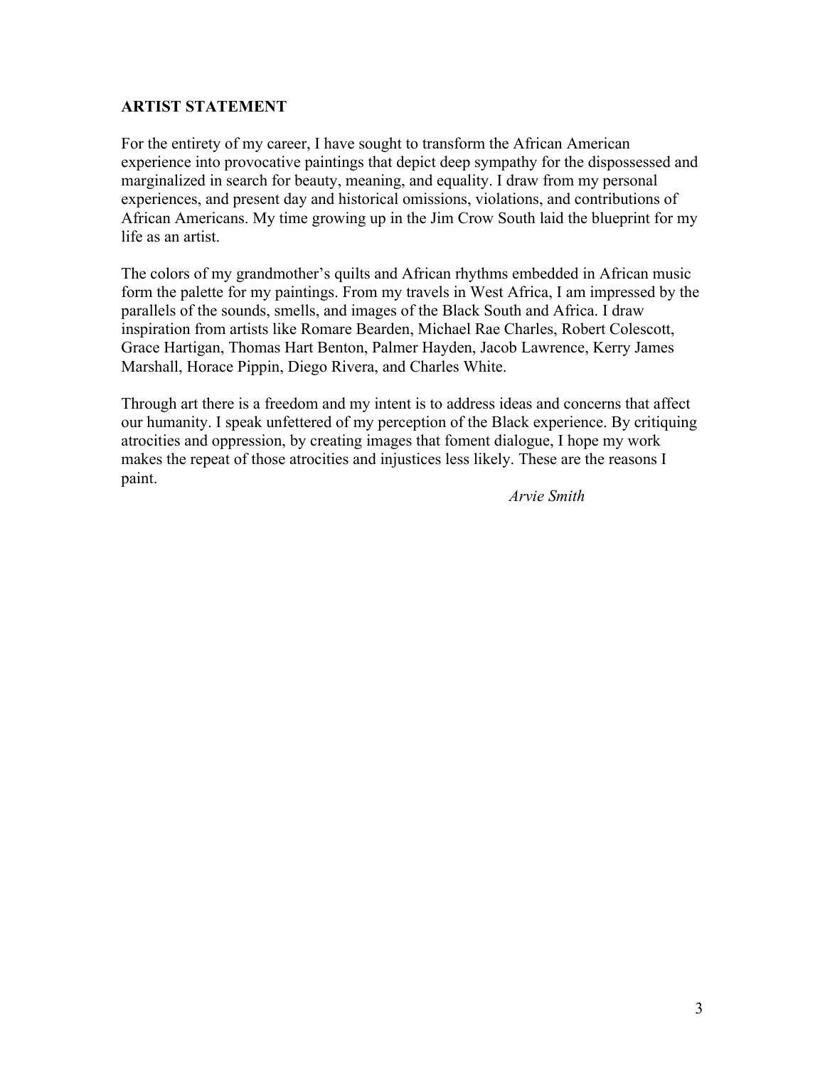## ARTIST STATEMENT

For the entirety of my career, I have sought to transform the African American experience into provocative paintings that depict deep sympathy for the dispossessed and marginalized in search for beauty, meaning, and equality. I draw from my personal experiences, and present day and historical omissions, violations, and contributions of African Americans. My time growing up in the Jim Crow South laid the blueprint for my life as an artist.

The colors of my grandmother's quilts and African rhythms embedded in African music form the palette for my paintings. From my travels in West Africa, I am impressed by the parallels of the sounds, smells, and images of the Black South and Africa. I draw inspiration from artists like Romare Bearden, Michael Rae Charles, Robert Colescott, Grace Hartigan, Thomas Hart Benton, Palmer Hayden, Jacob Lawrence, Kerry James Marshall, Horace Pippin, Diego Rivera, and Charles White.

Through art there is a freedom and my intent is to address ideas and concerns that affect our humanity. I speak unfettered of my perception of the Black experience. By critiquing atrocities and oppression, by creating images that foment dialogue, I hope my work makes the repeat of those atrocities and injustices less likely. These are the reasons I paint.

*Arvie Smith*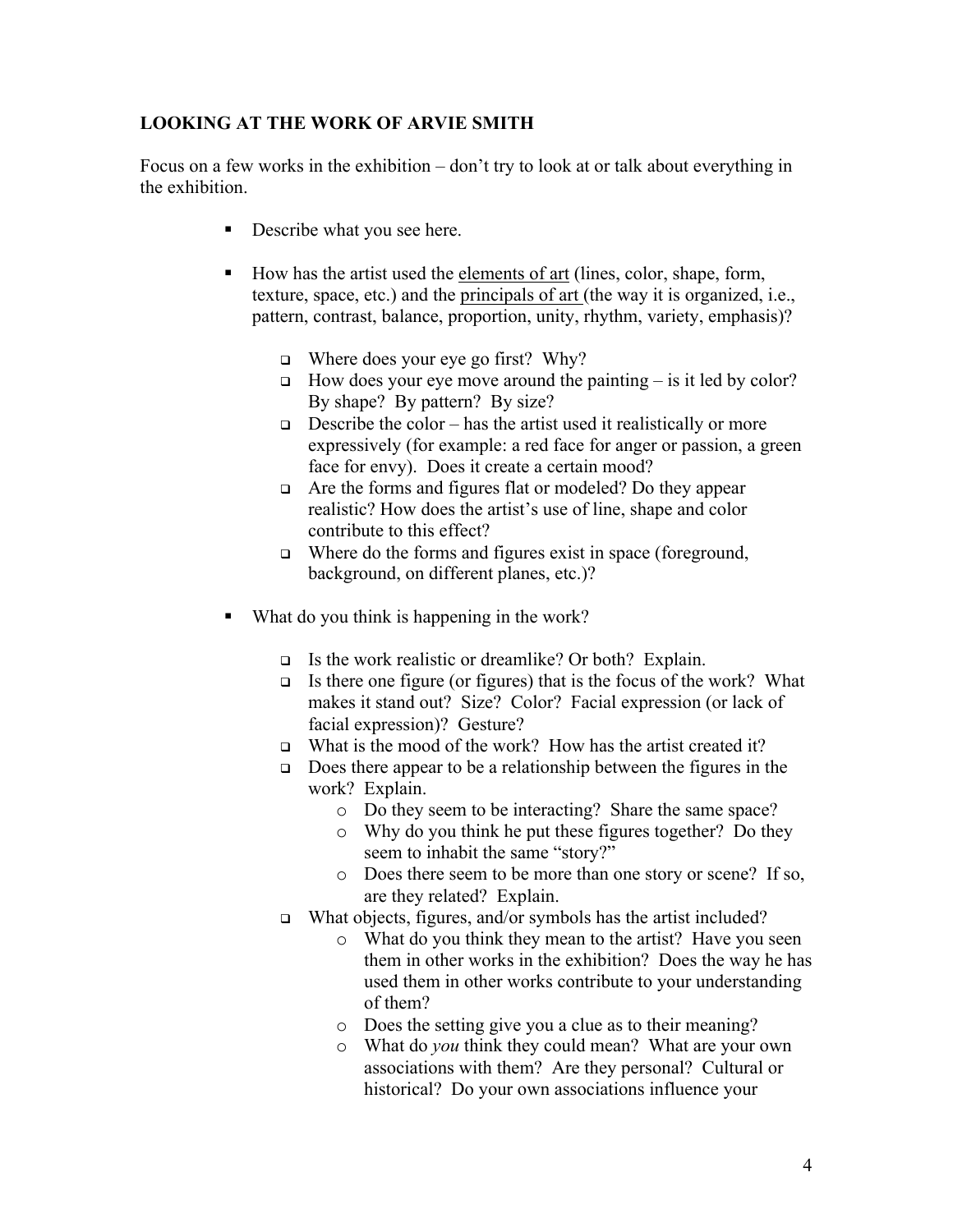## LOOKING AT THE WORK OF ARVIE SMITH

Focus on a few works in the exhibition – don't try to look at or talk about everything in the exhibition.

- Describe what you see here.
- How has the artist used the <u>elements of art</u> (lines, color, shape, form, texture, space, etc.) and the <u>principals of art</u> (the way it is organized, i.e., pattern, contrast, balance, proportion, unity, rhythm, variety, emphasis)?
  - Where does your eye go first? Why?
  - How does your eye move around the painting – is it led by color? By shape? By pattern? By size?
  - Describe the color – has the artist used it realistically or more expressively (for example: a red face for anger or passion, a green face for envy). Does it create a certain mood?
  - Are the forms and figures flat or modeled? Do they appear realistic? How does the artist's use of line, shape and color contribute to this effect?
  - Where do the forms and figures exist in space (foreground, background, on different planes, etc.)?
- What do you think is happening in the work?
  - Is the work realistic or dreamlike? Or both? Explain.
  - Is there one figure (or figures) that is the focus of the work? What makes it stand out? Size? Color? Facial expression (or lack of facial expression)? Gesture?
  - What is the mood of the work? How has the artist created it?
  - Does there appear to be a relationship between the figures in the work? Explain.
    - Do they seem to be interacting? Share the same space?
    - Why do you think he put these figures together? Do they seem to inhabit the same "story?"
    - Does there seem to be more than one story or scene? If so, are they related? Explain.
  - What objects, figures, and/or symbols has the artist included?
    - What do you think they mean to the artist? Have you seen them in other works in the exhibition? Does the way he has used them in other works contribute to your understanding of them?
    - Does the setting give you a clue as to their meaning?
    - What do *you* think they could mean? What are your own associations with them? Are they personal? Cultural or historical? Do your own associations influence your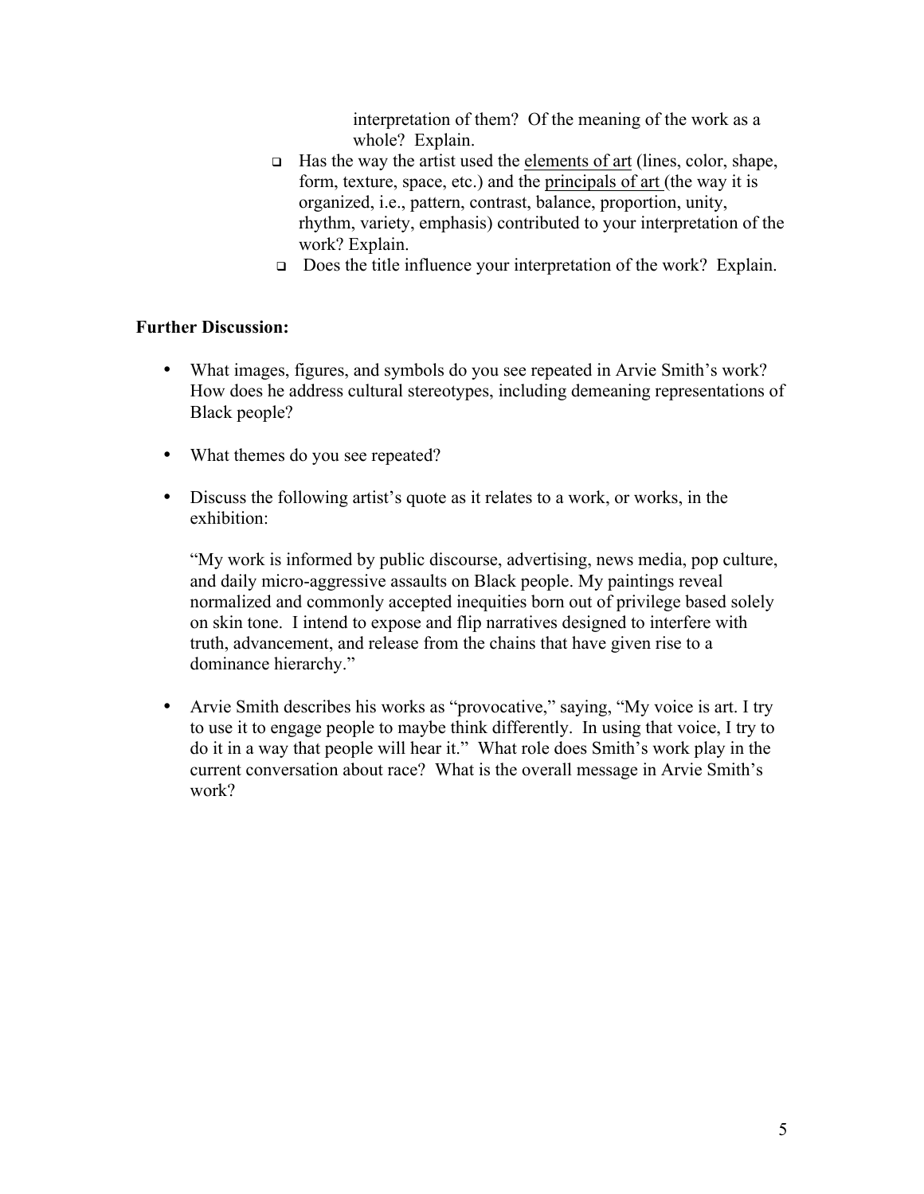interpretation of them? Of the meaning of the work as a whole? Explain.

- Has the way the artist used the elements of art (lines, color, shape, form, texture, space, etc.) and the principals of art (the way it is organized, i.e., pattern, contrast, balance, proportion, unity, rhythm, variety, emphasis) contributed to your interpretation of the work? Explain.
- Does the title influence your interpretation of the work? Explain.

**Further Discussion:**

- What images, figures, and symbols do you see repeated in Arvie Smith's work? How does he address cultural stereotypes, including demeaning representations of Black people?
- What themes do you see repeated?
- Discuss the following artist's quote as it relates to a work, or works, in the exhibition:

  "My work is informed by public discourse, advertising, news media, pop culture, and daily micro-aggressive assaults on Black people. My paintings reveal normalized and commonly accepted inequities born out of privilege based solely on skin tone. I intend to expose and flip narratives designed to interfere with truth, advancement, and release from the chains that have given rise to a dominance hierarchy."

- Arvie Smith describes his works as "provocative," saying, "My voice is art. I try to use it to engage people to maybe think differently. In using that voice, I try to do it in a way that people will hear it." What role does Smith's work play in the current conversation about race? What is the overall message in Arvie Smith's work?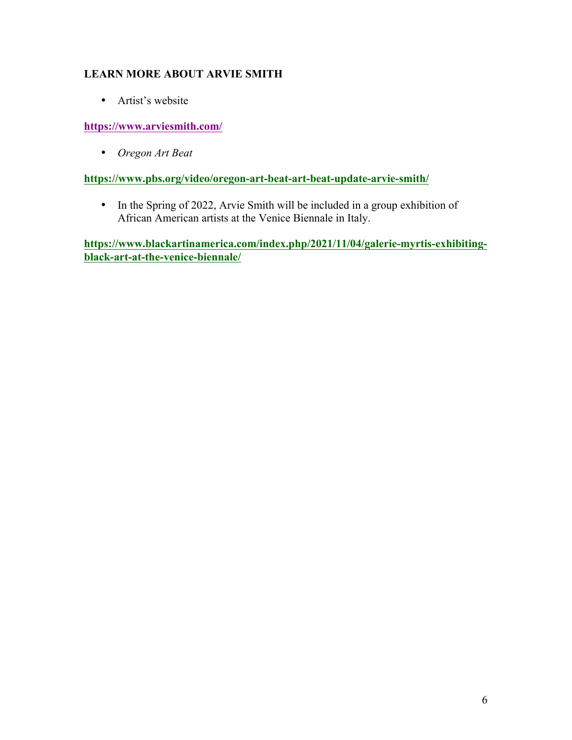**LEARN MORE ABOUT ARVIE SMITH**

- Artist's website

**https://www.arviesmith.com/**

- *Oregon Art Beat*

**https://www.pbs.org/video/oregon-art-beat-art-beat-update-arvie-smith/**

- In the Spring of 2022, Arvie Smith will be included in a group exhibition of African American artists at the Venice Biennale in Italy.

**https://www.blackartinamerica.com/index.php/2021/11/04/galerie-myrtis-exhibiting-black-art-at-the-venice-biennale/**